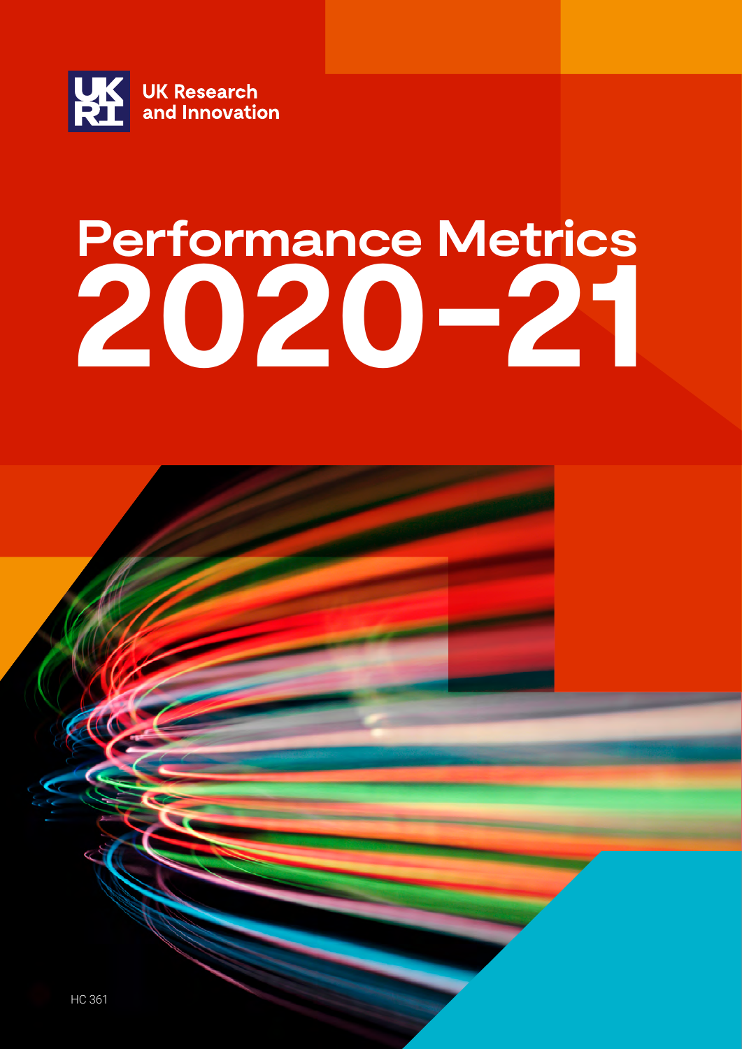UK Research and Innovation

# Performance Metrics 2020–21

HC 361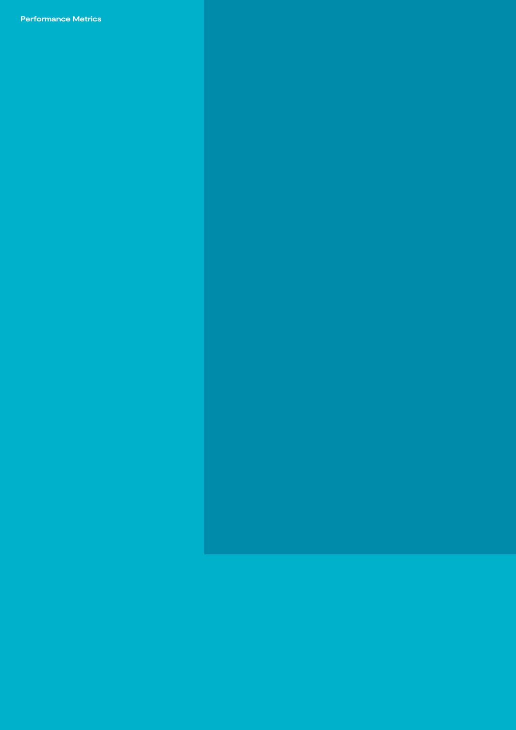Performance Metrics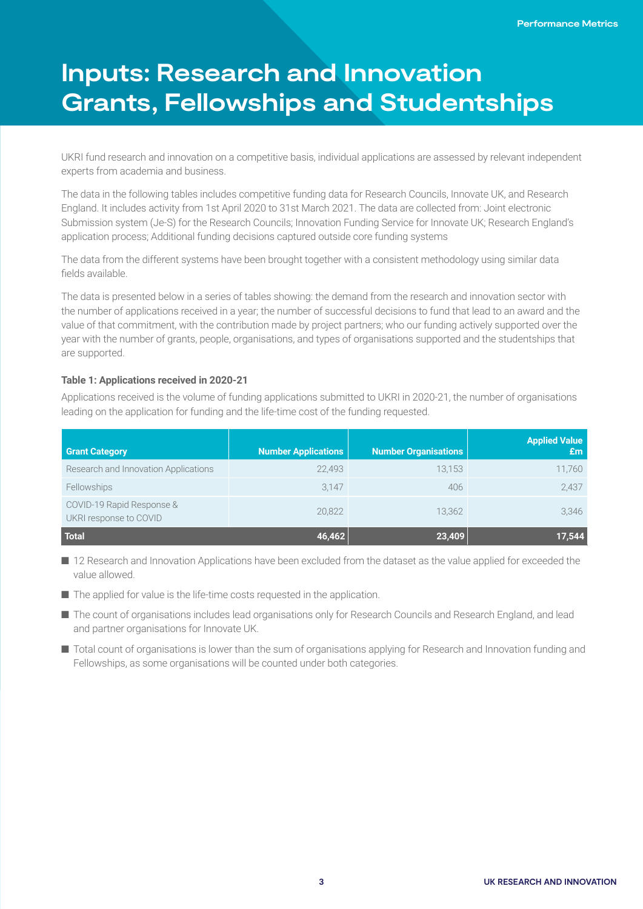# Inputs: Research and Innovation Grants, Fellowships and Studentships

UKRI fund research and innovation on a competitive basis, individual applications are assessed by relevant independent experts from academia and business.

The data in the following tables includes competitive funding data for Research Councils, Innovate UK, and Research England. It includes activity from 1st April 2020 to 31st March 2021. The data are collected from: Joint electronic Submission system (Je-S) for the Research Councils; Innovation Funding Service for Innovate UK; Research England's application process; Additional funding decisions captured outside core funding systems

The data from the different systems have been brought together with a consistent methodology using similar data fields available.

The data is presented below in a series of tables showing: the demand from the research and innovation sector with the number of applications received in a year; the number of successful decisions to fund that lead to an award and the value of that commitment, with the contribution made by project partners; who our funding actively supported over the year with the number of grants, people, organisations, and types of organisations supported and the studentships that are supported.

**Table 1: Applications received in 2020-21**

Applications received is the volume of funding applications submitted to UKRI in 2020-21, the number of organisations leading on the application for funding and the life-time cost of the funding requested.

| Grant Category | Number Applications | Number Organisations | Applied Value £m |
| --- | --- | --- | --- |
| Research and Innovation Applications | 22,493 | 13,153 | 11,760 |
| Fellowships | 3,147 | 406 | 2,437 |
| COVID-19 Rapid Response & UKRI response to COVID | 20,822 | 13,362 | 3,346 |
| **Total** | **46,462** | **23,409** | **17,544** |

- 12 Research and Innovation Applications have been excluded from the dataset as the value applied for exceeded the value allowed.
- The applied for value is the life-time costs requested in the application.
- The count of organisations includes lead organisations only for Research Councils and Research England, and lead and partner organisations for Innovate UK.
- Total count of organisations is lower than the sum of organisations applying for Research and Innovation funding and Fellowships, as some organisations will be counted under both categories.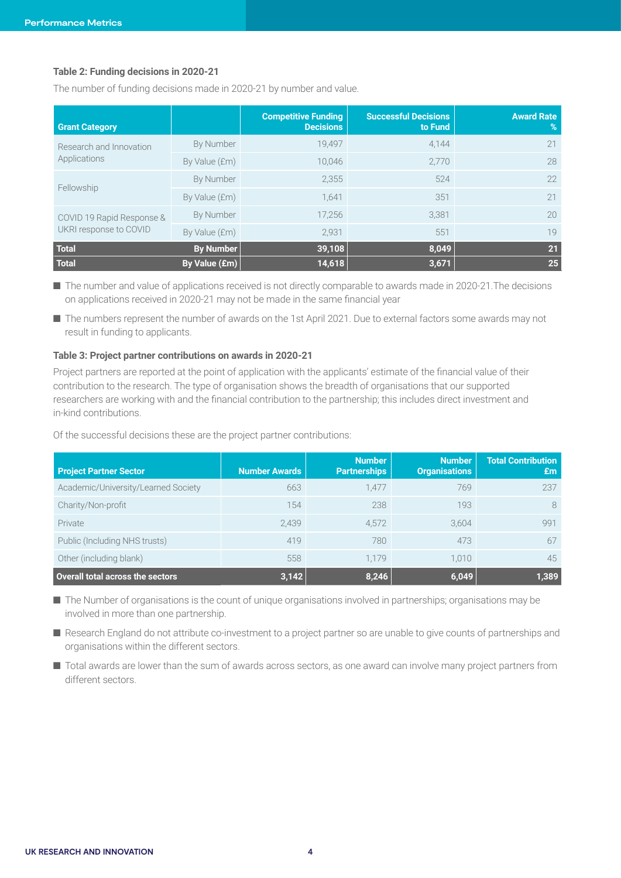### Table 2: Funding decisions in 2020-21

The number of funding decisions made in 2020-21 by number and value.

| Grant Category | | Competitive Funding Decisions | Successful Decisions to Fund | Award Rate % |
|---|---|---|---|---|
| Research and Innovation Applications | By Number | 19,497 | 4,144 | 21 |
| | By Value (£m) | 10,046 | 2,770 | 28 |
| Fellowship | By Number | 2,355 | 524 | 22 |
| | By Value (£m) | 1,641 | 351 | 21 |
| COVID 19 Rapid Response & UKRI response to COVID | By Number | 17,256 | 3,381 | 20 |
| | By Value (£m) | 2,931 | 551 | 19 |
| **Total** | **By Number** | **39,108** | **8,049** | **21** |
| **Total** | **By Value (£m)** | **14,618** | **3,671** | **25** |

- The number and value of applications received is not directly comparable to awards made in 2020-21.The decisions on applications received in 2020-21 may not be made in the same financial year
- The numbers represent the number of awards on the 1st April 2021. Due to external factors some awards may not result in funding to applicants.

### Table 3: Project partner contributions on awards in 2020-21

Project partners are reported at the point of application with the applicants' estimate of the financial value of their contribution to the research. The type of organisation shows the breadth of organisations that our supported researchers are working with and the financial contribution to the partnership; this includes direct investment and in-kind contributions.

Of the successful decisions these are the project partner contributions:

| Project Partner Sector | Number Awards | Number Partnerships | Number Organisations | Total Contribution £m |
|---|---|---|---|---|
| Academic/University/Learned Society | 663 | 1,477 | 769 | 237 |
| Charity/Non-profit | 154 | 238 | 193 | 8 |
| Private | 2,439 | 4,572 | 3,604 | 991 |
| Public (Including NHS trusts) | 419 | 780 | 473 | 67 |
| Other (including blank) | 558 | 1,179 | 1,010 | 45 |
| **Overall total across the sectors** | **3,142** | **8,246** | **6,049** | **1,389** |

- The Number of organisations is the count of unique organisations involved in partnerships; organisations may be involved in more than one partnership.
- Research England do not attribute co-investment to a project partner so are unable to give counts of partnerships and organisations within the different sectors.
- Total awards are lower than the sum of awards across sectors, as one award can involve many project partners from different sectors.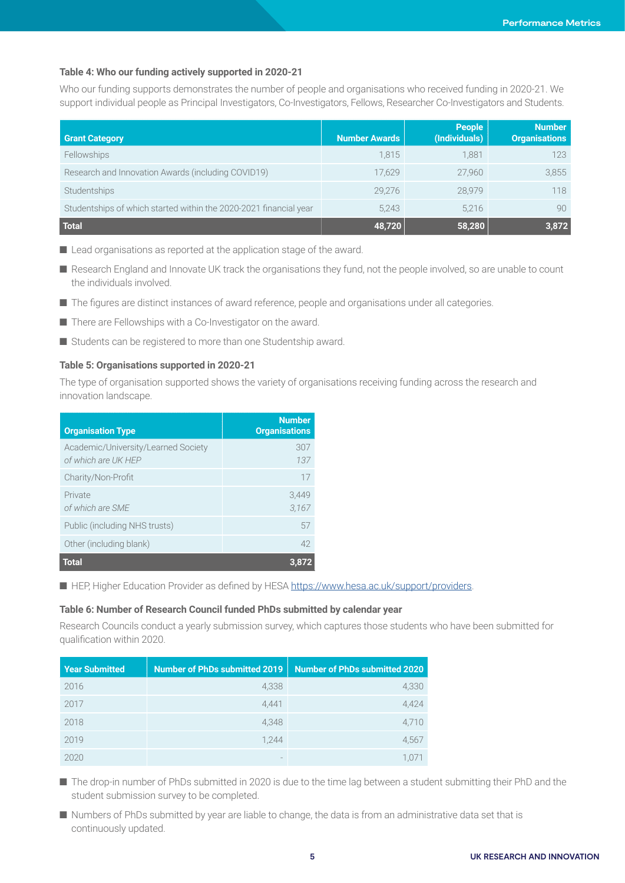### Table 4: Who our funding actively supported in 2020-21

Who our funding supports demonstrates the number of people and organisations who received funding in 2020-21. We support individual people as Principal Investigators, Co-Investigators, Fellows, Researcher Co-Investigators and Students.

| Grant Category | Number Awards | People (Individuals) | Number Organisations |
|---|---|---|---|
| Fellowships | 1,815 | 1,881 | 123 |
| Research and Innovation Awards (including COVID19) | 17,629 | 27,960 | 3,855 |
| Studentships | 29,276 | 28,979 | 118 |
| Studentships of which started within the 2020-2021 financial year | 5,243 | 5,216 | 90 |
| **Total** | **48,720** | **58,280** | **3,872** |

- Lead organisations as reported at the application stage of the award.
- Research England and Innovate UK track the organisations they fund, not the people involved, so are unable to count the individuals involved.
- The figures are distinct instances of award reference, people and organisations under all categories.
- There are Fellowships with a Co-Investigator on the award.
- Students can be registered to more than one Studentship award.

### Table 5: Organisations supported in 2020-21

The type of organisation supported shows the variety of organisations receiving funding across the research and innovation landscape.

| Organisation Type | Number Organisations |
|---|---|
| Academic/University/Learned Society | 307 |
| *of which are UK HEP* | *137* |
| Charity/Non-Profit | 17 |
| Private | 3,449 |
| *of which are SME* | *3,167* |
| Public (including NHS trusts) | 57 |
| Other (including blank) | 42 |
| **Total** | **3,872** |

- HEP, Higher Education Provider as defined by HESA https://www.hesa.ac.uk/support/providers.

### Table 6: Number of Research Council funded PhDs submitted by calendar year

Research Councils conduct a yearly submission survey, which captures those students who have been submitted for qualification within 2020.

| Year Submitted | Number of PhDs submitted 2019 | Number of PhDs submitted 2020 |
|---|---|---|
| 2016 | 4,338 | 4,330 |
| 2017 | 4,441 | 4,424 |
| 2018 | 4,348 | 4,710 |
| 2019 | 1,244 | 4,567 |
| 2020 | - | 1,071 |

- The drop-in number of PhDs submitted in 2020 is due to the time lag between a student submitting their PhD and the student submission survey to be completed.
- Numbers of PhDs submitted by year are liable to change, the data is from an administrative data set that is continuously updated.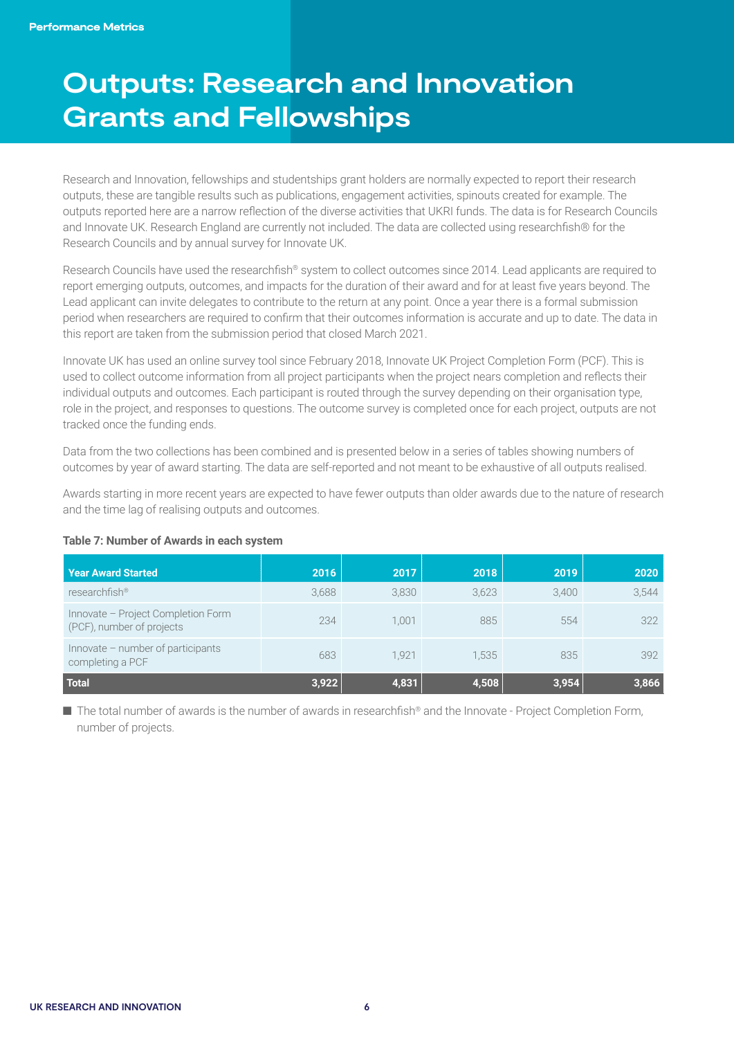# Outputs: Research and Innovation Grants and Fellowships

Research and Innovation, fellowships and studentships grant holders are normally expected to report their research outputs, these are tangible results such as publications, engagement activities, spinouts created for example. The outputs reported here are a narrow reflection of the diverse activities that UKRI funds. The data is for Research Councils and Innovate UK. Research England are currently not included. The data are collected using researchfish® for the Research Councils and by annual survey for Innovate UK.

Research Councils have used the researchfish® system to collect outcomes since 2014. Lead applicants are required to report emerging outputs, outcomes, and impacts for the duration of their award and for at least five years beyond. The Lead applicant can invite delegates to contribute to the return at any point. Once a year there is a formal submission period when researchers are required to confirm that their outcomes information is accurate and up to date. The data in this report are taken from the submission period that closed March 2021.

Innovate UK has used an online survey tool since February 2018, Innovate UK Project Completion Form (PCF). This is used to collect outcome information from all project participants when the project nears completion and reflects their individual outputs and outcomes. Each participant is routed through the survey depending on their organisation type, role in the project, and responses to questions. The outcome survey is completed once for each project, outputs are not tracked once the funding ends.

Data from the two collections has been combined and is presented below in a series of tables showing numbers of outcomes by year of award starting. The data are self-reported and not meant to be exhaustive of all outputs realised.

Awards starting in more recent years are expected to have fewer outputs than older awards due to the nature of research and the time lag of realising outputs and outcomes.

**Table 7: Number of Awards in each system**

| Year Award Started | 2016 | 2017 | 2018 | 2019 | 2020 |
|---|---|---|---|---|---|
| researchfish® | 3,688 | 3,830 | 3,623 | 3,400 | 3,544 |
| Innovate – Project Completion Form (PCF), number of projects | 234 | 1,001 | 885 | 554 | 322 |
| Innovate – number of participants completing a PCF | 683 | 1,921 | 1,535 | 835 | 392 |
| **Total** | **3,922** | **4,831** | **4,508** | **3,954** | **3,866** |

- The total number of awards is the number of awards in researchfish® and the Innovate - Project Completion Form, number of projects.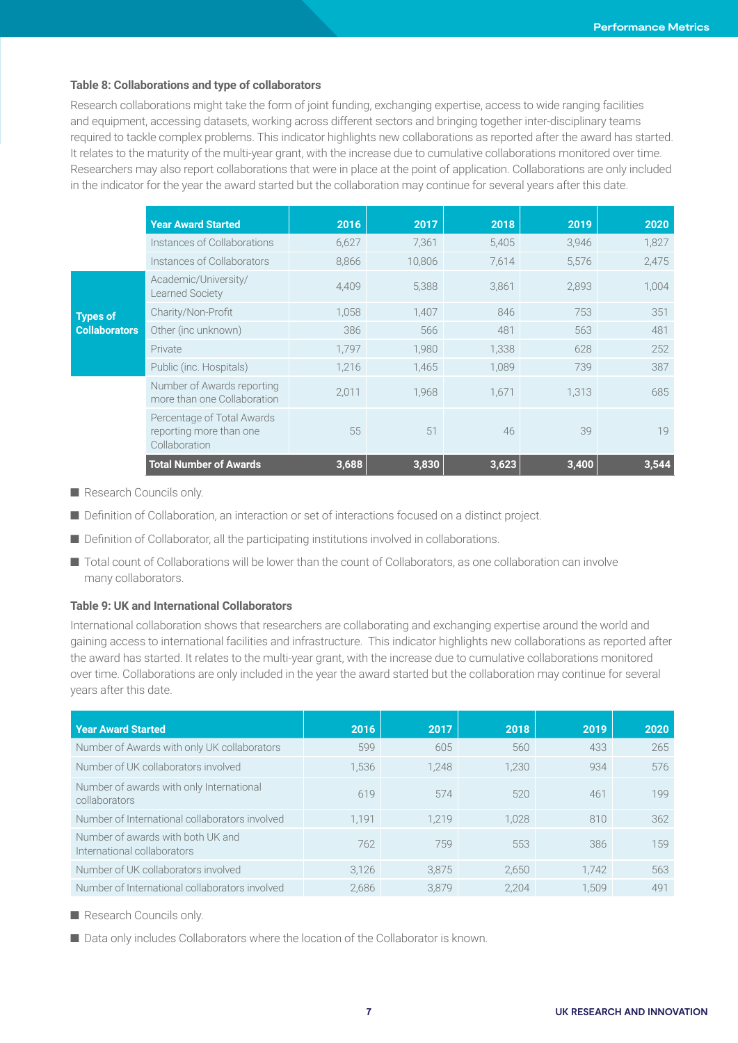### Table 8: Collaborations and type of collaborators

Research collaborations might take the form of joint funding, exchanging expertise, access to wide ranging facilities and equipment, accessing datasets, working across different sectors and bringing together inter-disciplinary teams required to tackle complex problems. This indicator highlights new collaborations as reported after the award has started. It relates to the maturity of the multi-year grant, with the increase due to cumulative collaborations monitored over time. Researchers may also report collaborations that were in place at the point of application. Collaborations are only included in the indicator for the year the award started but the collaboration may continue for several years after this date.

| | Year Award Started | 2016 | 2017 | 2018 | 2019 | 2020 |
|---|---|---|---|---|---|---|
| | Instances of Collaborations | 6,627 | 7,361 | 5,405 | 3,946 | 1,827 |
| | Instances of Collaborators | 8,866 | 10,806 | 7,614 | 5,576 | 2,475 |
| Types of Collaborators | Academic/University/ Learned Society | 4,409 | 5,388 | 3,861 | 2,893 | 1,004 |
| | Charity/Non-Profit | 1,058 | 1,407 | 846 | 753 | 351 |
| | Other (inc unknown) | 386 | 566 | 481 | 563 | 481 |
| | Private | 1,797 | 1,980 | 1,338 | 628 | 252 |
| | Public (inc. Hospitals) | 1,216 | 1,465 | 1,089 | 739 | 387 |
| | Number of Awards reporting more than one Collaboration | 2,011 | 1,968 | 1,671 | 1,313 | 685 |
| | Percentage of Total Awards reporting more than one Collaboration | 55 | 51 | 46 | 39 | 19 |
| | **Total Number of Awards** | **3,688** | **3,830** | **3,623** | **3,400** | **3,544** |

- Research Councils only.
- Definition of Collaboration, an interaction or set of interactions focused on a distinct project.
- Definition of Collaborator, all the participating institutions involved in collaborations.
- Total count of Collaborations will be lower than the count of Collaborators, as one collaboration can involve many collaborators.

### Table 9: UK and International Collaborators

International collaboration shows that researchers are collaborating and exchanging expertise around the world and gaining access to international facilities and infrastructure. This indicator highlights new collaborations as reported after the award has started. It relates to the multi-year grant, with the increase due to cumulative collaborations monitored over time. Collaborations are only included in the year the award started but the collaboration may continue for several years after this date.

| Year Award Started | 2016 | 2017 | 2018 | 2019 | 2020 |
|---|---|---|---|---|---|
| Number of Awards with only UK collaborators | 599 | 605 | 560 | 433 | 265 |
| Number of UK collaborators involved | 1,536 | 1,248 | 1,230 | 934 | 576 |
| Number of awards with only International collaborators | 619 | 574 | 520 | 461 | 199 |
| Number of International collaborators involved | 1,191 | 1,219 | 1,028 | 810 | 362 |
| Number of awards with both UK and International collaborators | 762 | 759 | 553 | 386 | 159 |
| Number of UK collaborators involved | 3,126 | 3,875 | 2,650 | 1,742 | 563 |
| Number of International collaborators involved | 2,686 | 3,879 | 2,204 | 1,509 | 491 |

- Research Councils only.
- Data only includes Collaborators where the location of the Collaborator is known.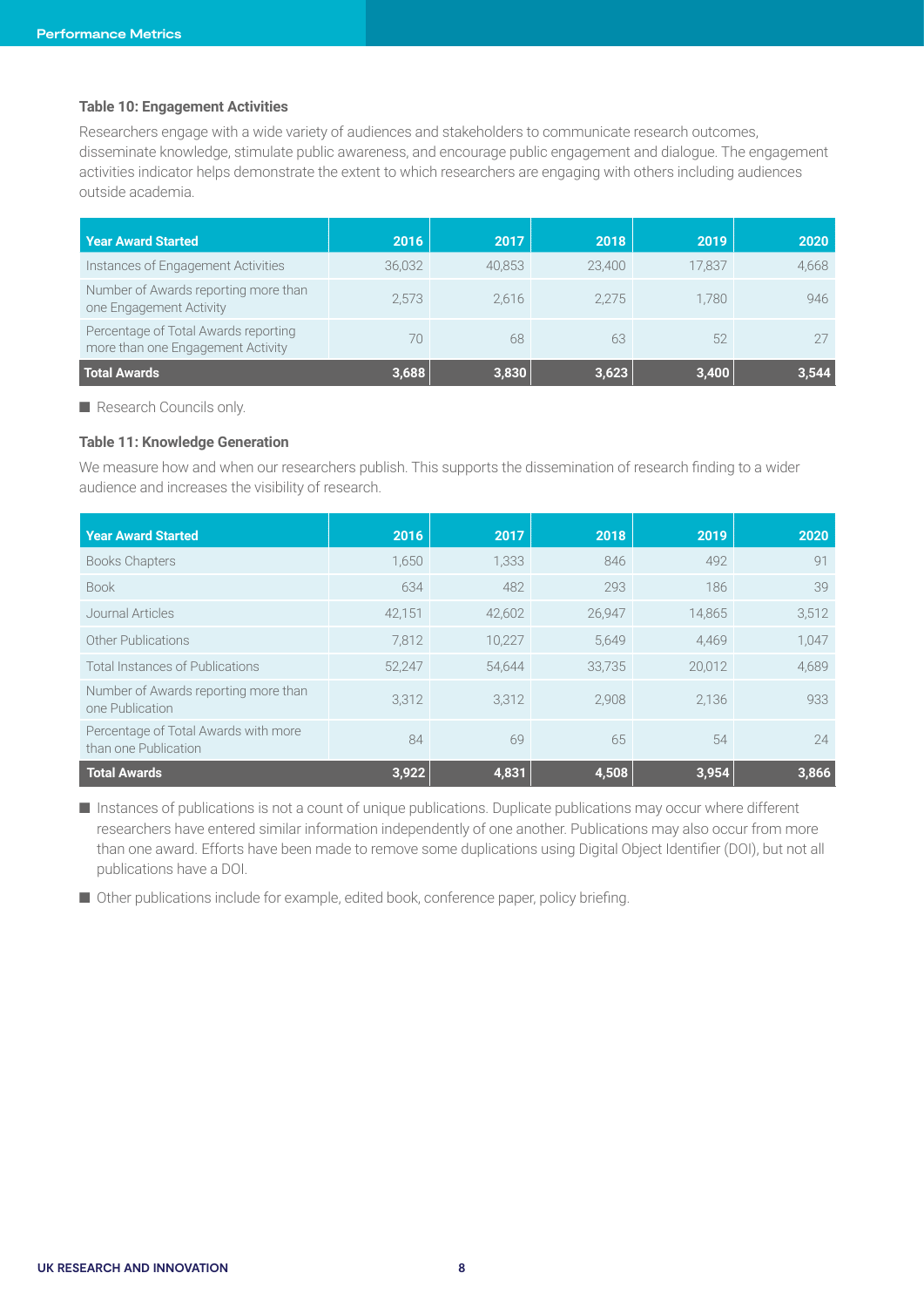**Table 10: Engagement Activities**

Researchers engage with a wide variety of audiences and stakeholders to communicate research outcomes, disseminate knowledge, stimulate public awareness, and encourage public engagement and dialogue. The engagement activities indicator helps demonstrate the extent to which researchers are engaging with others including audiences outside academia.

| Year Award Started | 2016 | 2017 | 2018 | 2019 | 2020 |
|---|---|---|---|---|---|
| Instances of Engagement Activities | 36,032 | 40,853 | 23,400 | 17,837 | 4,668 |
| Number of Awards reporting more than one Engagement Activity | 2,573 | 2,616 | 2,275 | 1,780 | 946 |
| Percentage of Total Awards reporting more than one Engagement Activity | 70 | 68 | 63 | 52 | 27 |
| **Total Awards** | **3,688** | **3,830** | **3,623** | **3,400** | **3,544** |

- Research Councils only.

**Table 11: Knowledge Generation**

We measure how and when our researchers publish. This supports the dissemination of research finding to a wider audience and increases the visibility of research.

| Year Award Started | 2016 | 2017 | 2018 | 2019 | 2020 |
|---|---|---|---|---|---|
| Books Chapters | 1,650 | 1,333 | 846 | 492 | 91 |
| Book | 634 | 482 | 293 | 186 | 39 |
| Journal Articles | 42,151 | 42,602 | 26,947 | 14,865 | 3,512 |
| Other Publications | 7,812 | 10,227 | 5,649 | 4,469 | 1,047 |
| Total Instances of Publications | 52,247 | 54,644 | 33,735 | 20,012 | 4,689 |
| Number of Awards reporting more than one Publication | 3,312 | 3,312 | 2,908 | 2,136 | 933 |
| Percentage of Total Awards with more than one Publication | 84 | 69 | 65 | 54 | 24 |
| **Total Awards** | **3,922** | **4,831** | **4,508** | **3,954** | **3,866** |

- Instances of publications is not a count of unique publications. Duplicate publications may occur where different researchers have entered similar information independently of one another. Publications may also occur from more than one award. Efforts have been made to remove some duplications using Digital Object Identifier (DOI), but not all publications have a DOI.
- Other publications include for example, edited book, conference paper, policy briefing.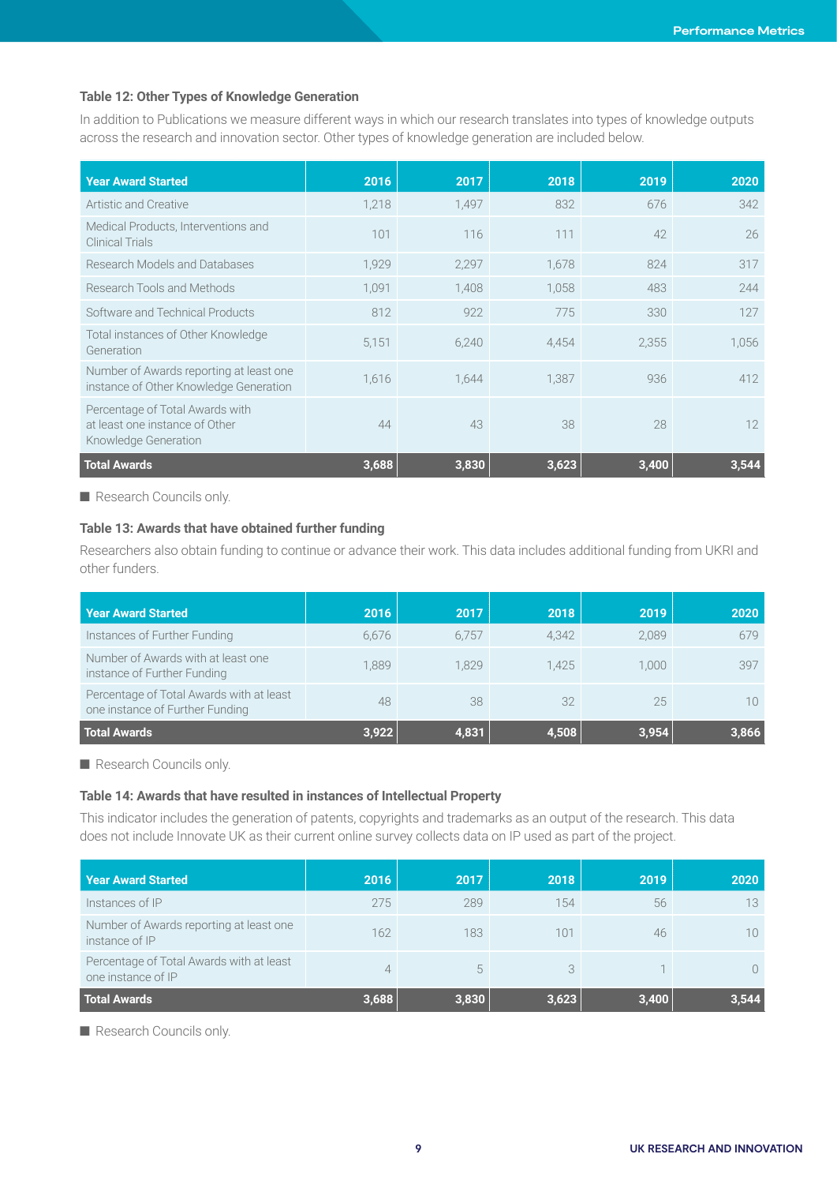### Table 12: Other Types of Knowledge Generation

In addition to Publications we measure different ways in which our research translates into types of knowledge outputs across the research and innovation sector. Other types of knowledge generation are included below.

| Year Award Started | 2016 | 2017 | 2018 | 2019 | 2020 |
|---|---|---|---|---|---|
| Artistic and Creative | 1,218 | 1,497 | 832 | 676 | 342 |
| Medical Products, Interventions and Clinical Trials | 101 | 116 | 111 | 42 | 26 |
| Research Models and Databases | 1,929 | 2,297 | 1,678 | 824 | 317 |
| Research Tools and Methods | 1,091 | 1,408 | 1,058 | 483 | 244 |
| Software and Technical Products | 812 | 922 | 775 | 330 | 127 |
| Total instances of Other Knowledge Generation | 5,151 | 6,240 | 4,454 | 2,355 | 1,056 |
| Number of Awards reporting at least one instance of Other Knowledge Generation | 1,616 | 1,644 | 1,387 | 936 | 412 |
| Percentage of Total Awards with at least one instance of Other Knowledge Generation | 44 | 43 | 38 | 28 | 12 |
| **Total Awards** | **3,688** | **3,830** | **3,623** | **3,400** | **3,544** |

■ Research Councils only.

### Table 13: Awards that have obtained further funding

Researchers also obtain funding to continue or advance their work. This data includes additional funding from UKRI and other funders.

| Year Award Started | 2016 | 2017 | 2018 | 2019 | 2020 |
|---|---|---|---|---|---|
| Instances of Further Funding | 6,676 | 6,757 | 4,342 | 2,089 | 679 |
| Number of Awards with at least one instance of Further Funding | 1,889 | 1,829 | 1,425 | 1,000 | 397 |
| Percentage of Total Awards with at least one instance of Further Funding | 48 | 38 | 32 | 25 | 10 |
| **Total Awards** | **3,922** | **4,831** | **4,508** | **3,954** | **3,866** |

■ Research Councils only.

### Table 14: Awards that have resulted in instances of Intellectual Property

This indicator includes the generation of patents, copyrights and trademarks as an output of the research. This data does not include Innovate UK as their current online survey collects data on IP used as part of the project.

| Year Award Started | 2016 | 2017 | 2018 | 2019 | 2020 |
|---|---|---|---|---|---|
| Instances of IP | 275 | 289 | 154 | 56 | 13 |
| Number of Awards reporting at least one instance of IP | 162 | 183 | 101 | 46 | 10 |
| Percentage of Total Awards with at least one instance of IP | 4 | 5 | 3 | 1 | 0 |
| **Total Awards** | **3,688** | **3,830** | **3,623** | **3,400** | **3,544** |

■ Research Councils only.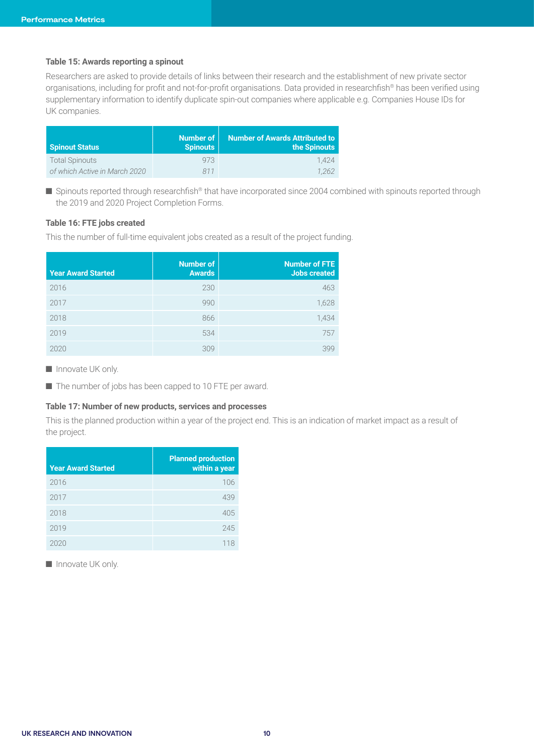### Table 15: Awards reporting a spinout

Researchers are asked to provide details of links between their research and the establishment of new private sector organisations, including for profit and not-for-profit organisations. Data provided in researchfish® has been verified using supplementary information to identify duplicate spin-out companies where applicable e.g. Companies House IDs for UK companies.

| Spinout Status | Number of Spinouts | Number of Awards Attributed to the Spinouts |
|---|---|---|
| Total Spinouts | 973 | 1,424 |
| *of which Active in March 2020* | *811* | *1,262* |

- Spinouts reported through researchfish® that have incorporated since 2004 combined with spinouts reported through the 2019 and 2020 Project Completion Forms.

### Table 16: FTE jobs created

This the number of full-time equivalent jobs created as a result of the project funding.

| Year Award Started | Number of Awards | Number of FTE Jobs created |
|---|---|---|
| 2016 | 230 | 463 |
| 2017 | 990 | 1,628 |
| 2018 | 866 | 1,434 |
| 2019 | 534 | 757 |
| 2020 | 309 | 399 |

- Innovate UK only.
- The number of jobs has been capped to 10 FTE per award.

### Table 17: Number of new products, services and processes

This is the planned production within a year of the project end. This is an indication of market impact as a result of the project.

| Year Award Started | Planned production within a year |
|---|---|
| 2016 | 106 |
| 2017 | 439 |
| 2018 | 405 |
| 2019 | 245 |
| 2020 | 118 |

- Innovate UK only.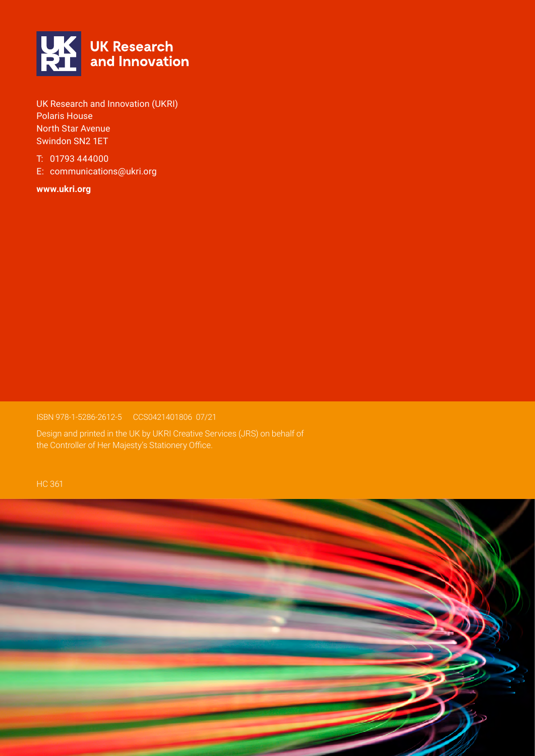UK Research and Innovation

UK Research and Innovation (UKRI)
Polaris House
North Star Avenue
Swindon SN2 1ET

T: 01793 444000
E: communications@ukri.org

**www.ukri.org**

ISBN 978-1-5286-2612-5 CCS0421401806 07/21

Design and printed in the UK by UKRI Creative Services (JRS) on behalf of the Controller of Her Majesty's Stationery Office.

HC 361